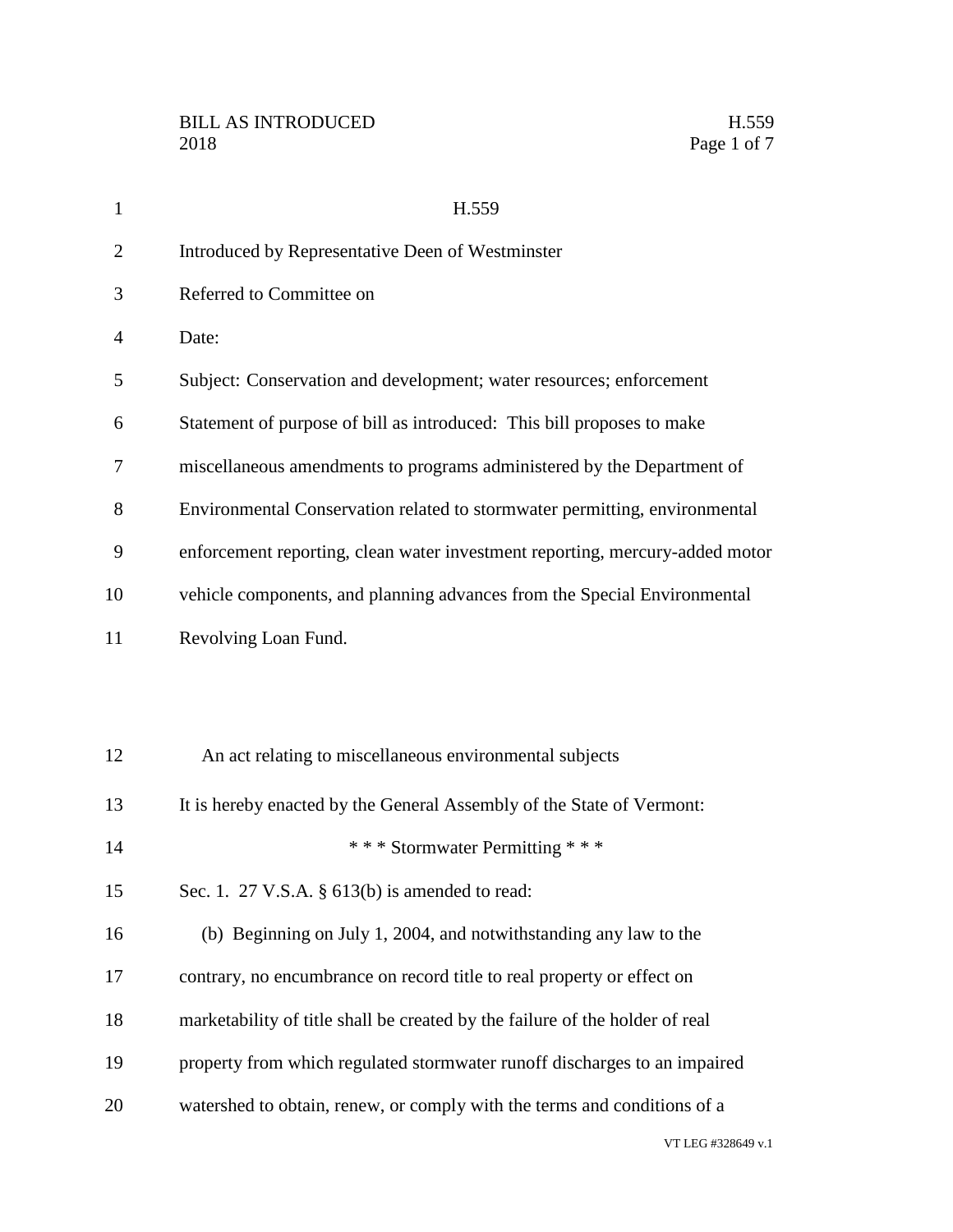# H.559

Introduced by Representative Deen of Westminster

Referred to Committee on

Date:

Subject: Conservation and development; water resources; enforcement

Statement of purpose of bill as introduced: This bill proposes to make miscellaneous amendments to programs administered by the Department of Environmental Conservation related to stormwater permitting, environmental enforcement reporting, clean water investment reporting, mercury-added motor vehicle components, and planning advances from the Special Environmental Revolving Loan Fund.

An act relating to miscellaneous environmental subjects

It is hereby enacted by the General Assembly of the State of Vermont:

\* \* \* Stormwater Permitting \* \* \*

Sec. 1. 27 V.S.A. § 613(b) is amended to read:

(b) Beginning on July 1, 2004, and notwithstanding any law to the contrary, no encumbrance on record title to real property or effect on marketability of title shall be created by the failure of the holder of real property from which regulated stormwater runoff discharges to an impaired watershed to obtain, renew, or comply with the terms and conditions of a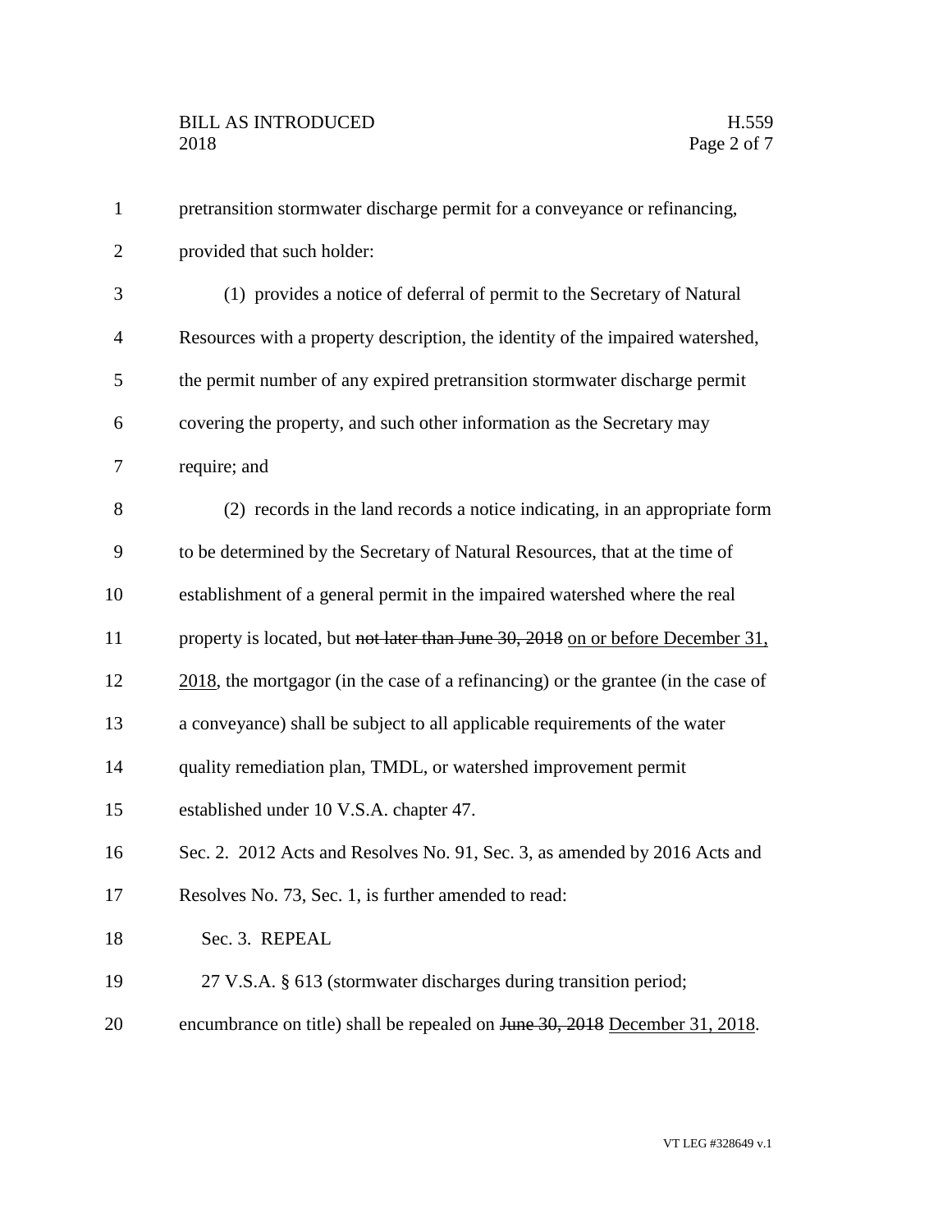pretransition stormwater discharge permit for a conveyance or refinancing, provided that such holder:

(1) provides a notice of deferral of permit to the Secretary of Natural Resources with a property description, the identity of the impaired watershed, the permit number of any expired pretransition stormwater discharge permit covering the property, and such other information as the Secretary may require; and

(2) records in the land records a notice indicating, in an appropriate form to be determined by the Secretary of Natural Resources, that at the time of establishment of a general permit in the impaired watershed where the real property is located, but ~~not later than June 30, 2018~~ <u>on or before December 31, 2018</u>, the mortgagor (in the case of a refinancing) or the grantee (in the case of a conveyance) shall be subject to all applicable requirements of the water quality remediation plan, TMDL, or watershed improvement permit established under 10 V.S.A. chapter 47.

Sec. 2. 2012 Acts and Resolves No. 91, Sec. 3, as amended by 2016 Acts and Resolves No. 73, Sec. 1, is further amended to read:

Sec. 3. REPEAL

27 V.S.A. § 613 (stormwater discharges during transition period; encumbrance on title) shall be repealed on ~~June 30, 2018~~ <u>December 31, 2018</u>.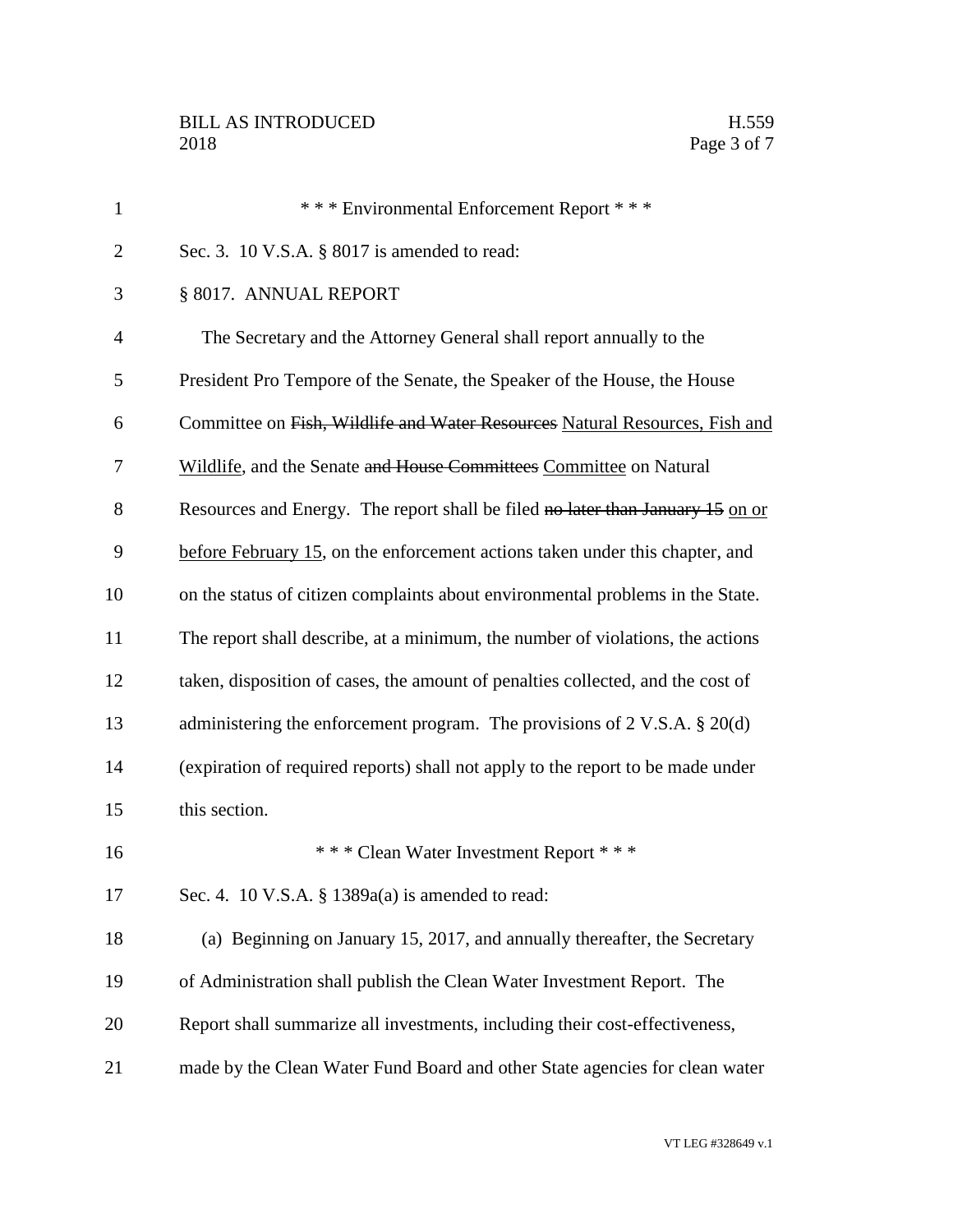\* \* \* Environmental Enforcement Report \* \* \*

Sec. 3. 10 V.S.A. § 8017 is amended to read:

§ 8017. ANNUAL REPORT

The Secretary and the Attorney General shall report annually to the President Pro Tempore of the Senate, the Speaker of the House, the House Committee on ~~Fish, Wildlife and Water Resources~~ <u>Natural Resources, Fish and Wildlife</u>, and the Senate ~~and House Committees~~ <u>Committee</u> on Natural Resources and Energy. The report shall be filed ~~no later than January 15~~ <u>on or before February 15</u>, on the enforcement actions taken under this chapter, and on the status of citizen complaints about environmental problems in the State. The report shall describe, at a minimum, the number of violations, the actions taken, disposition of cases, the amount of penalties collected, and the cost of administering the enforcement program. The provisions of 2 V.S.A. § 20(d) (expiration of required reports) shall not apply to the report to be made under this section.

\* \* \* Clean Water Investment Report \* \* \*

Sec. 4. 10 V.S.A. § 1389a(a) is amended to read:

(a) Beginning on January 15, 2017, and annually thereafter, the Secretary of Administration shall publish the Clean Water Investment Report. The Report shall summarize all investments, including their cost-effectiveness, made by the Clean Water Fund Board and other State agencies for clean water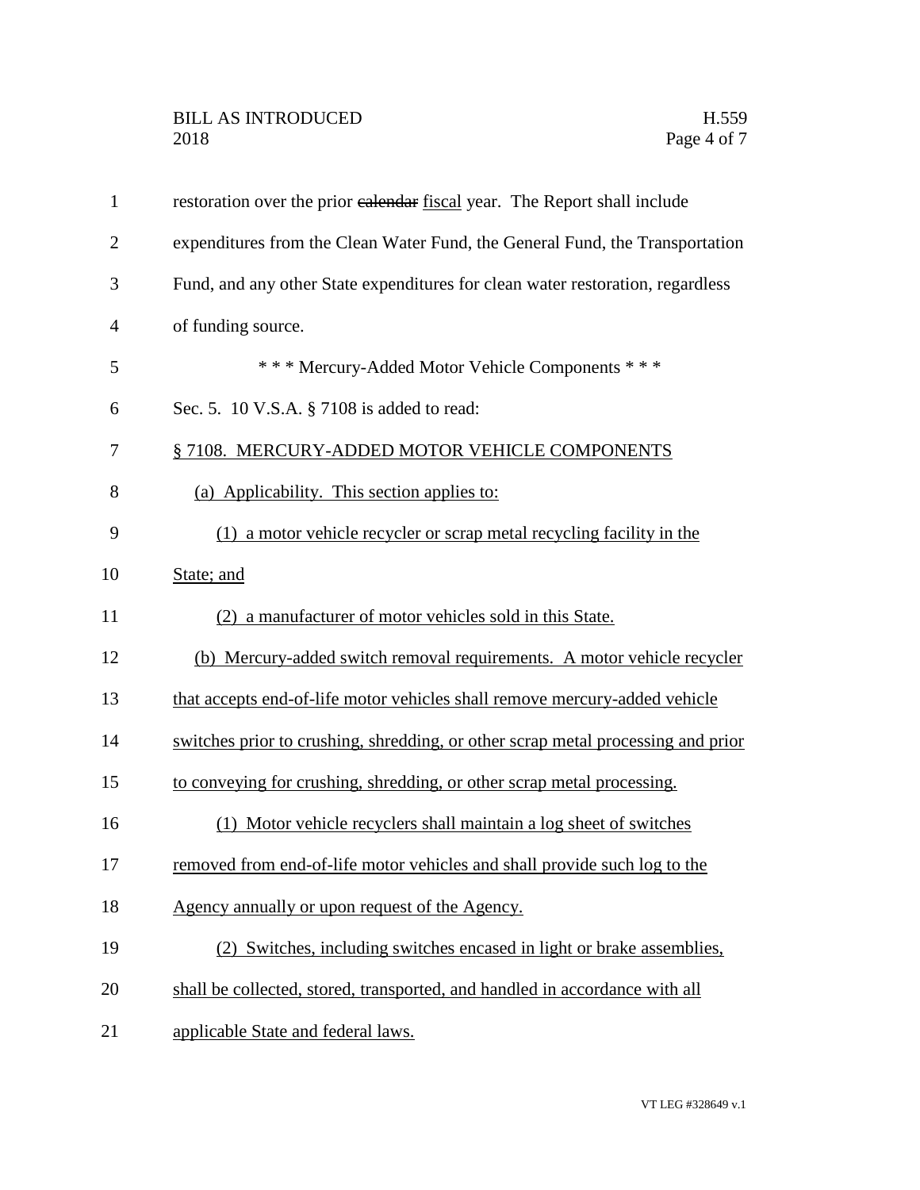restoration over the prior ~~calendar~~ fiscal year. The Report shall include expenditures from the Clean Water Fund, the General Fund, the Transportation Fund, and any other State expenditures for clean water restoration, regardless of funding source.

\* \* \* Mercury-Added Motor Vehicle Components \* \* \*

Sec. 5. 10 V.S.A. § 7108 is added to read:

§ 7108. MERCURY-ADDED MOTOR VEHICLE COMPONENTS

(a) Applicability. This section applies to:

(1) a motor vehicle recycler or scrap metal recycling facility in the State; and

(2) a manufacturer of motor vehicles sold in this State.

(b) Mercury-added switch removal requirements. A motor vehicle recycler that accepts end-of-life motor vehicles shall remove mercury-added vehicle switches prior to crushing, shredding, or other scrap metal processing and prior to conveying for crushing, shredding, or other scrap metal processing.

(1) Motor vehicle recyclers shall maintain a log sheet of switches removed from end-of-life motor vehicles and shall provide such log to the Agency annually or upon request of the Agency.

(2) Switches, including switches encased in light or brake assemblies, shall be collected, stored, transported, and handled in accordance with all applicable State and federal laws.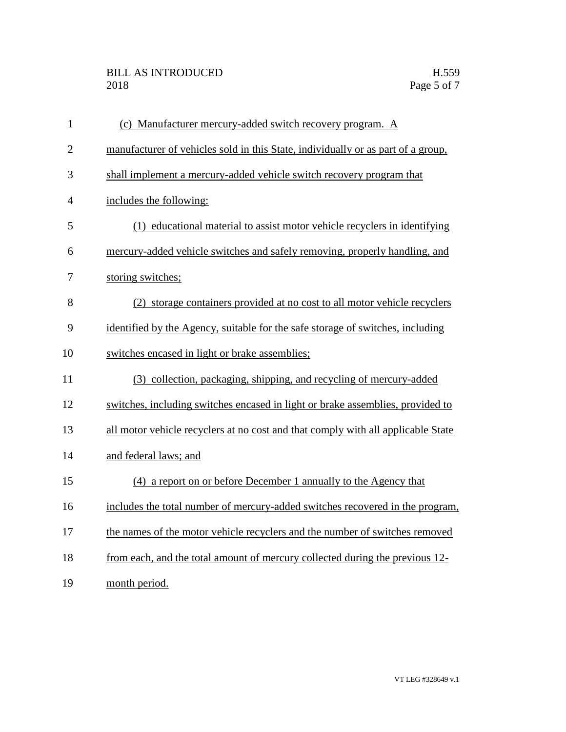(c) Manufacturer mercury-added switch recovery program. A manufacturer of vehicles sold in this State, individually or as part of a group, shall implement a mercury-added vehicle switch recovery program that includes the following:

(1) educational material to assist motor vehicle recyclers in identifying mercury-added vehicle switches and safely removing, properly handling, and storing switches;

(2) storage containers provided at no cost to all motor vehicle recyclers identified by the Agency, suitable for the safe storage of switches, including switches encased in light or brake assemblies;

(3) collection, packaging, shipping, and recycling of mercury-added switches, including switches encased in light or brake assemblies, provided to all motor vehicle recyclers at no cost and that comply with all applicable State and federal laws; and

(4) a report on or before December 1 annually to the Agency that includes the total number of mercury-added switches recovered in the program, the names of the motor vehicle recyclers and the number of switches removed from each, and the total amount of mercury collected during the previous 12-month period.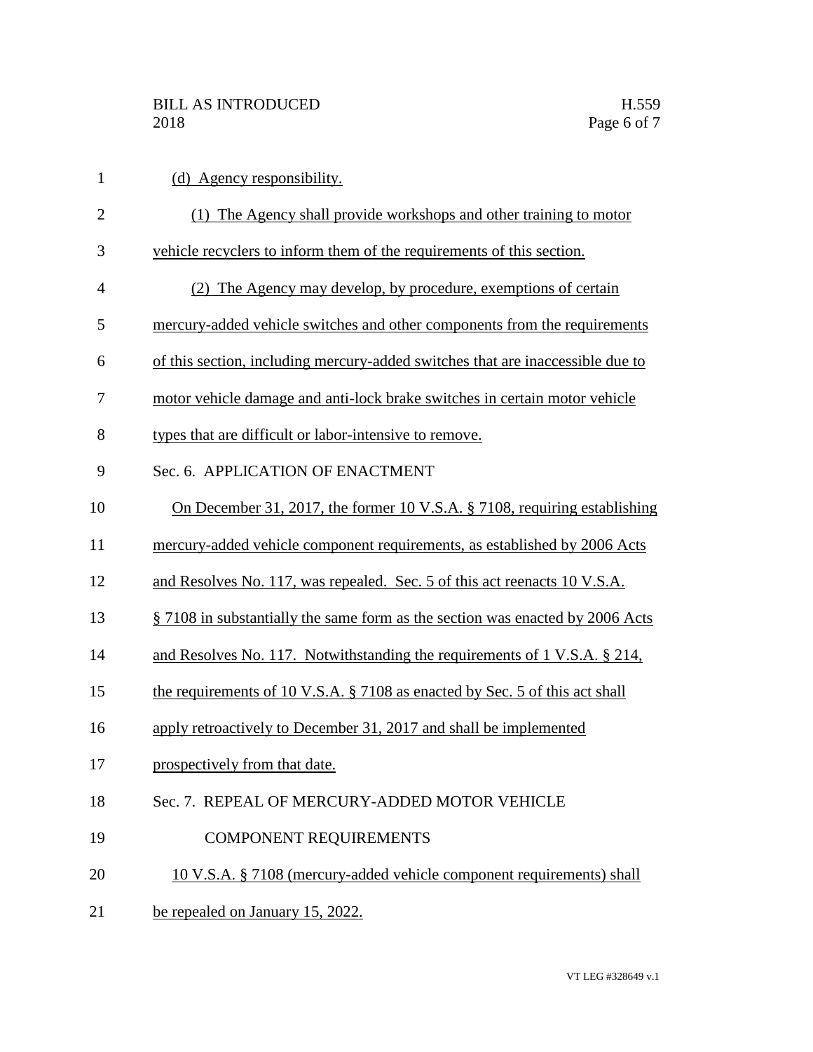(d) Agency responsibility.

(1) The Agency shall provide workshops and other training to motor vehicle recyclers to inform them of the requirements of this section.

(2) The Agency may develop, by procedure, exemptions of certain mercury-added vehicle switches and other components from the requirements of this section, including mercury-added switches that are inaccessible due to motor vehicle damage and anti-lock brake switches in certain motor vehicle types that are difficult or labor-intensive to remove.

Sec. 6. APPLICATION OF ENACTMENT

On December 31, 2017, the former 10 V.S.A. § 7108, requiring establishing mercury-added vehicle component requirements, as established by 2006 Acts and Resolves No. 117, was repealed. Sec. 5 of this act reenacts 10 V.S.A. § 7108 in substantially the same form as the section was enacted by 2006 Acts and Resolves No. 117. Notwithstanding the requirements of 1 V.S.A. § 214, the requirements of 10 V.S.A. § 7108 as enacted by Sec. 5 of this act shall apply retroactively to December 31, 2017 and shall be implemented prospectively from that date.

Sec. 7. REPEAL OF MERCURY-ADDED MOTOR VEHICLE COMPONENT REQUIREMENTS

10 V.S.A. § 7108 (mercury-added vehicle component requirements) shall be repealed on January 15, 2022.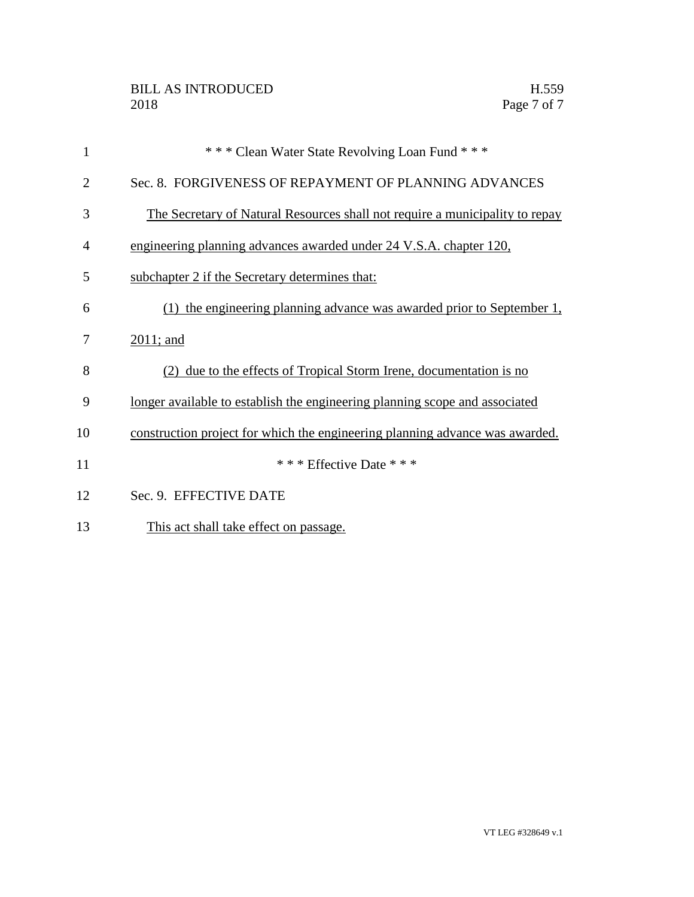*** Clean Water State Revolving Loan Fund ***

Sec. 8. FORGIVENESS OF REPAYMENT OF PLANNING ADVANCES

The Secretary of Natural Resources shall not require a municipality to repay engineering planning advances awarded under 24 V.S.A. chapter 120, subchapter 2 if the Secretary determines that:

(1) the engineering planning advance was awarded prior to September 1, 2011; and

(2) due to the effects of Tropical Storm Irene, documentation is no longer available to establish the engineering planning scope and associated construction project for which the engineering planning advance was awarded.

*** Effective Date ***

Sec. 9. EFFECTIVE DATE

This act shall take effect on passage.